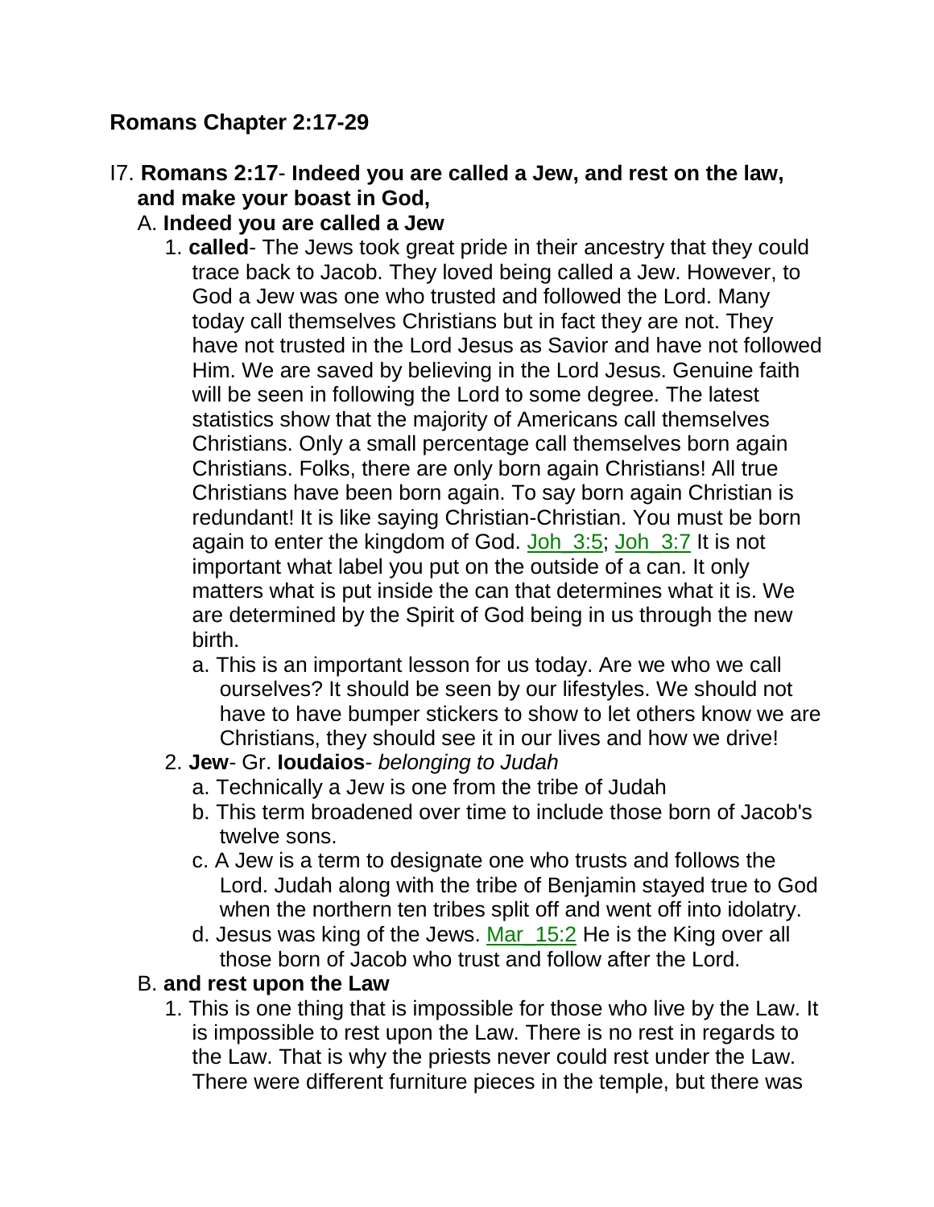## Romans Chapter 2:17-29

I7. **Romans 2:17**- **Indeed you are called a Jew, and rest on the law, and make your boast in God,**

A. **Indeed you are called a Jew**

1. **called**- The Jews took great pride in their ancestry that they could trace back to Jacob. They loved being called a Jew. However, to God a Jew was one who trusted and followed the Lord. Many today call themselves Christians but in fact they are not. They have not trusted in the Lord Jesus as Savior and have not followed Him. We are saved by believing in the Lord Jesus. Genuine faith will be seen in following the Lord to some degree. The latest statistics show that the majority of Americans call themselves Christians. Only a small percentage call themselves born again Christians. Folks, there are only born again Christians! All true Christians have been born again. To say born again Christian is redundant! It is like saying Christian-Christian. You must be born again to enter the kingdom of God. Joh_3:5; Joh_3:7 It is not important what label you put on the outside of a can. It only matters what is put inside the can that determines what it is. We are determined by the Spirit of God being in us through the new birth.
   a. This is an important lesson for us today. Are we who we call ourselves? It should be seen by our lifestyles. We should not have to have bumper stickers to show to let others know we are Christians, they should see it in our lives and how we drive!
2. **Jew**- Gr. **Ioudaios**- *belonging to Judah*
   a. Technically a Jew is one from the tribe of Judah
   b. This term broadened over time to include those born of Jacob's twelve sons.
   c. A Jew is a term to designate one who trusts and follows the Lord. Judah along with the tribe of Benjamin stayed true to God when the northern ten tribes split off and went off into idolatry.
   d. Jesus was king of the Jews. Mar_15:2 He is the King over all those born of Jacob who trust and follow after the Lord.

B. **and rest upon the Law**

1. This is one thing that is impossible for those who live by the Law. It is impossible to rest upon the Law. There is no rest in regards to the Law. That is why the priests never could rest under the Law. There were different furniture pieces in the temple, but there was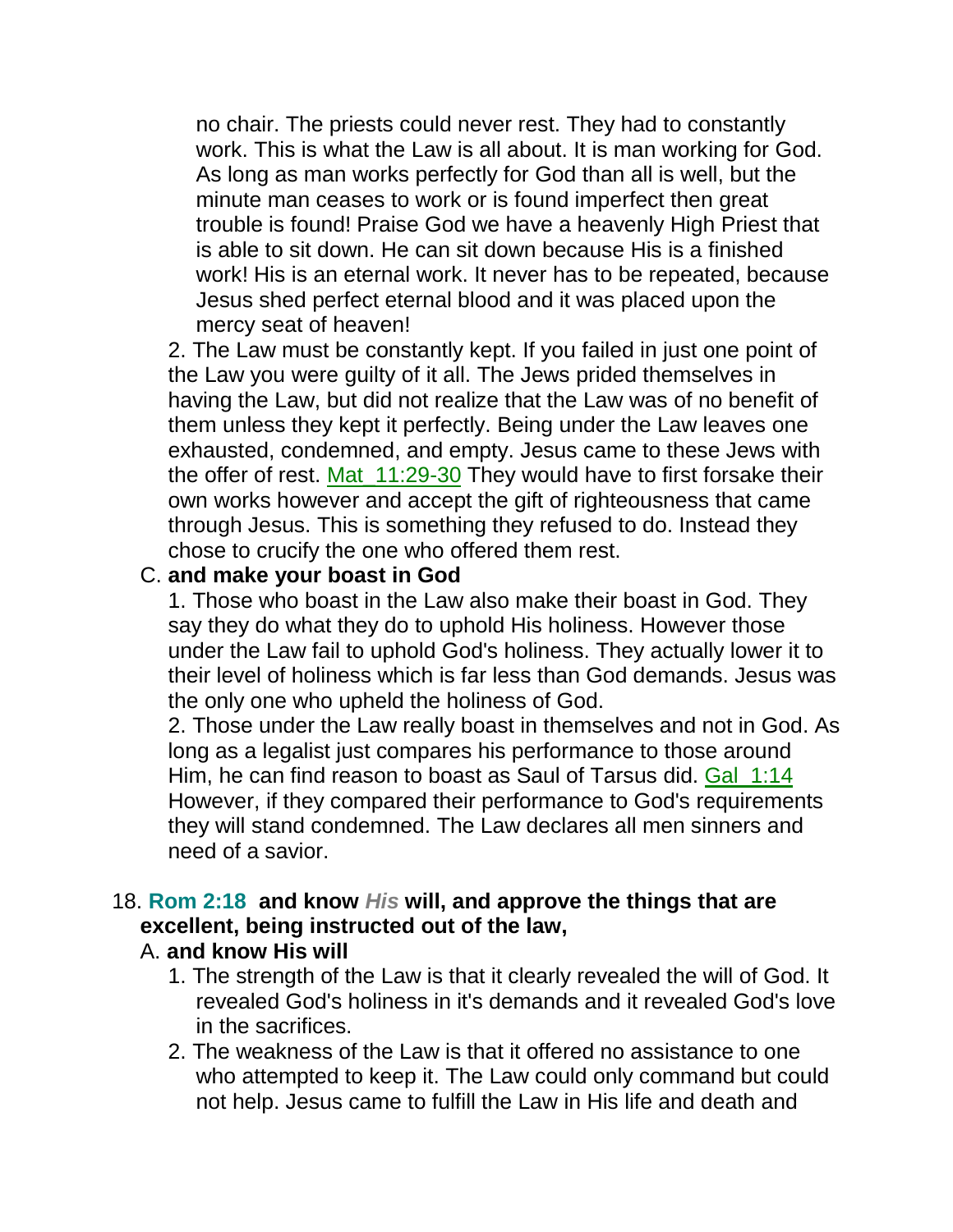no chair. The priests could never rest. They had to constantly work. This is what the Law is all about. It is man working for God. As long as man works perfectly for God than all is well, but the minute man ceases to work or is found imperfect then great trouble is found! Praise God we have a heavenly High Priest that is able to sit down. He can sit down because His is a finished work! His is an eternal work. It never has to be repeated, because Jesus shed perfect eternal blood and it was placed upon the mercy seat of heaven!

2. The Law must be constantly kept. If you failed in just one point of the Law you were guilty of it all. The Jews prided themselves in having the Law, but did not realize that the Law was of no benefit of them unless they kept it perfectly. Being under the Law leaves one exhausted, condemned, and empty. Jesus came to these Jews with the offer of rest. Mat_11:29-30 They would have to first forsake their own works however and accept the gift of righteousness that came through Jesus. This is something they refused to do. Instead they chose to crucify the one who offered them rest.

C. **and make your boast in God**

1. Those who boast in the Law also make their boast in God. They say they do what they do to uphold His holiness. However those under the Law fail to uphold God's holiness. They actually lower it to their level of holiness which is far less than God demands. Jesus was the only one who upheld the holiness of God.

2. Those under the Law really boast in themselves and not in God. As long as a legalist just compares his performance to those around Him, he can find reason to boast as Saul of Tarsus did. Gal_1:14 However, if they compared their performance to God's requirements they will stand condemned. The Law declares all men sinners and need of a savior.

18. **Rom 2:18 and know *His* will, and approve the things that are excellent, being instructed out of the law,**

A. **and know His will**

1. The strength of the Law is that it clearly revealed the will of God. It revealed God's holiness in it's demands and it revealed God's love in the sacrifices.

2. The weakness of the Law is that it offered no assistance to one who attempted to keep it. The Law could only command but could not help. Jesus came to fulfill the Law in His life and death and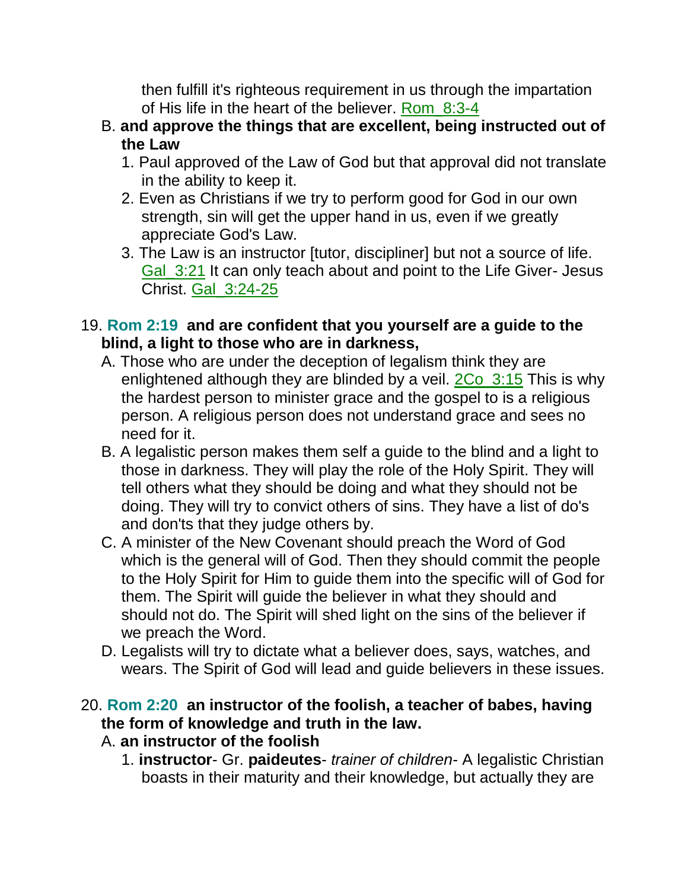then fulfill it's righteous requirement in us through the impartation of His life in the heart of the believer. Rom_8:3-4

B. **and approve the things that are excellent, being instructed out of the Law**
   1. Paul approved of the Law of God but that approval did not translate in the ability to keep it.
   2. Even as Christians if we try to perform good for God in our own strength, sin will get the upper hand in us, even if we greatly appreciate God's Law.
   3. The Law is an instructor [tutor, discipliner] but not a source of life. Gal_3:21 It can only teach about and point to the Life Giver- Jesus Christ. Gal_3:24-25

19. **Rom 2:19 and are confident that you yourself are a guide to the blind, a light to those who are in darkness,**
   A. Those who are under the deception of legalism think they are enlightened although they are blinded by a veil. 2Co_3:15 This is why the hardest person to minister grace and the gospel to is a religious person. A religious person does not understand grace and sees no need for it.
   B. A legalistic person makes them self a guide to the blind and a light to those in darkness. They will play the role of the Holy Spirit. They will tell others what they should be doing and what they should not be doing. They will try to convict others of sins. They have a list of do's and don'ts that they judge others by.
   C. A minister of the New Covenant should preach the Word of God which is the general will of God. Then they should commit the people to the Holy Spirit for Him to guide them into the specific will of God for them. The Spirit will guide the believer in what they should and should not do. The Spirit will shed light on the sins of the believer if we preach the Word.
   D. Legalists will try to dictate what a believer does, says, watches, and wears. The Spirit of God will lead and guide believers in these issues.

20. **Rom 2:20 an instructor of the foolish, a teacher of babes, having the form of knowledge and truth in the law.**
   A. **an instructor of the foolish**
      1. **instructor**- Gr. **paideutes**- *trainer of children*- A legalistic Christian boasts in their maturity and their knowledge, but actually they are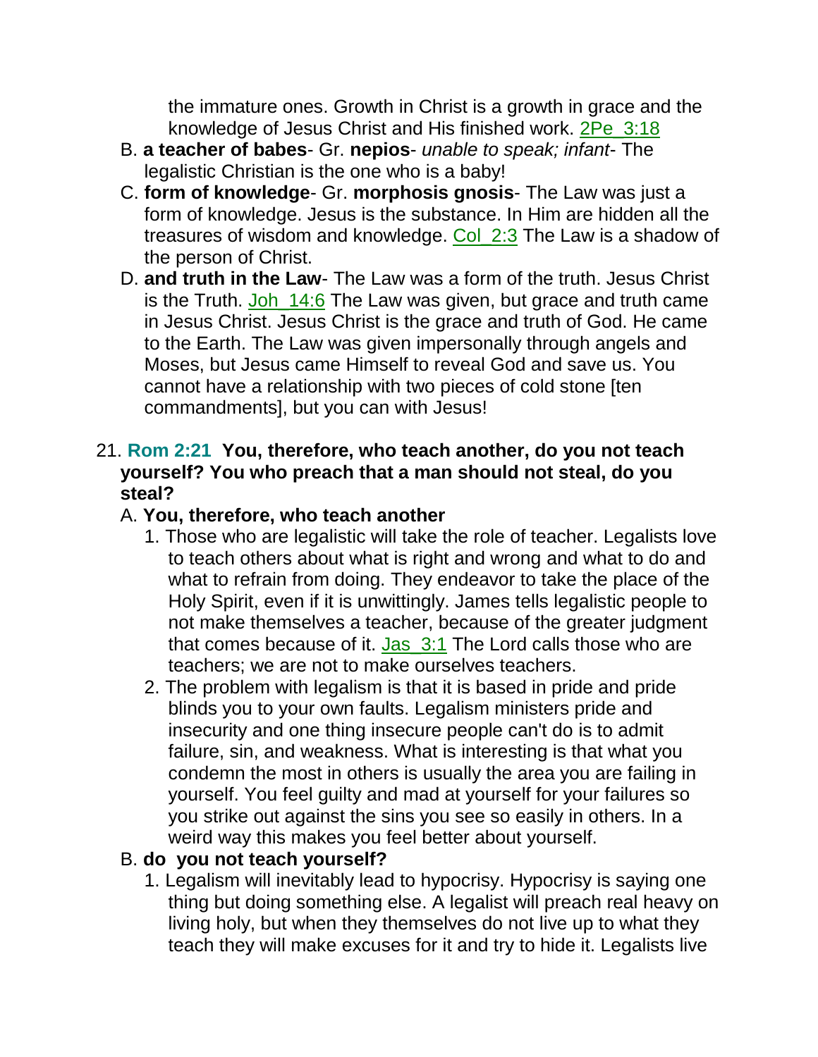the immature ones. Growth in Christ is a growth in grace and the knowledge of Jesus Christ and His finished work. 2Pe_3:18

B. **a teacher of babes**- Gr. **nepios**- *unable to speak; infant*- The legalistic Christian is the one who is a baby!

C. **form of knowledge**- Gr. **morphosis gnosis**- The Law was just a form of knowledge. Jesus is the substance. In Him are hidden all the treasures of wisdom and knowledge. Col_2:3 The Law is a shadow of the person of Christ.

D. **and truth in the Law**- The Law was a form of the truth. Jesus Christ is the Truth. Joh_14:6 The Law was given, but grace and truth came in Jesus Christ. Jesus Christ is the grace and truth of God. He came to the Earth. The Law was given impersonally through angels and Moses, but Jesus came Himself to reveal God and save us. You cannot have a relationship with two pieces of cold stone [ten commandments], but you can with Jesus!

21. **Rom 2:21 You, therefore, who teach another, do you not teach yourself? You who preach that a man should not steal, do you steal?**

A. **You, therefore, who teach another**

1. Those who are legalistic will take the role of teacher. Legalists love to teach others about what is right and wrong and what to do and what to refrain from doing. They endeavor to take the place of the Holy Spirit, even if it is unwittingly. James tells legalistic people to not make themselves a teacher, because of the greater judgment that comes because of it. Jas_3:1 The Lord calls those who are teachers; we are not to make ourselves teachers.

2. The problem with legalism is that it is based in pride and pride blinds you to your own faults. Legalism ministers pride and insecurity and one thing insecure people can't do is to admit failure, sin, and weakness. What is interesting is that what you condemn the most in others is usually the area you are failing in yourself. You feel guilty and mad at yourself for your failures so you strike out against the sins you see so easily in others. In a weird way this makes you feel better about yourself.

B. **do you not teach yourself?**

1. Legalism will inevitably lead to hypocrisy. Hypocrisy is saying one thing but doing something else. A legalist will preach real heavy on living holy, but when they themselves do not live up to what they teach they will make excuses for it and try to hide it. Legalists live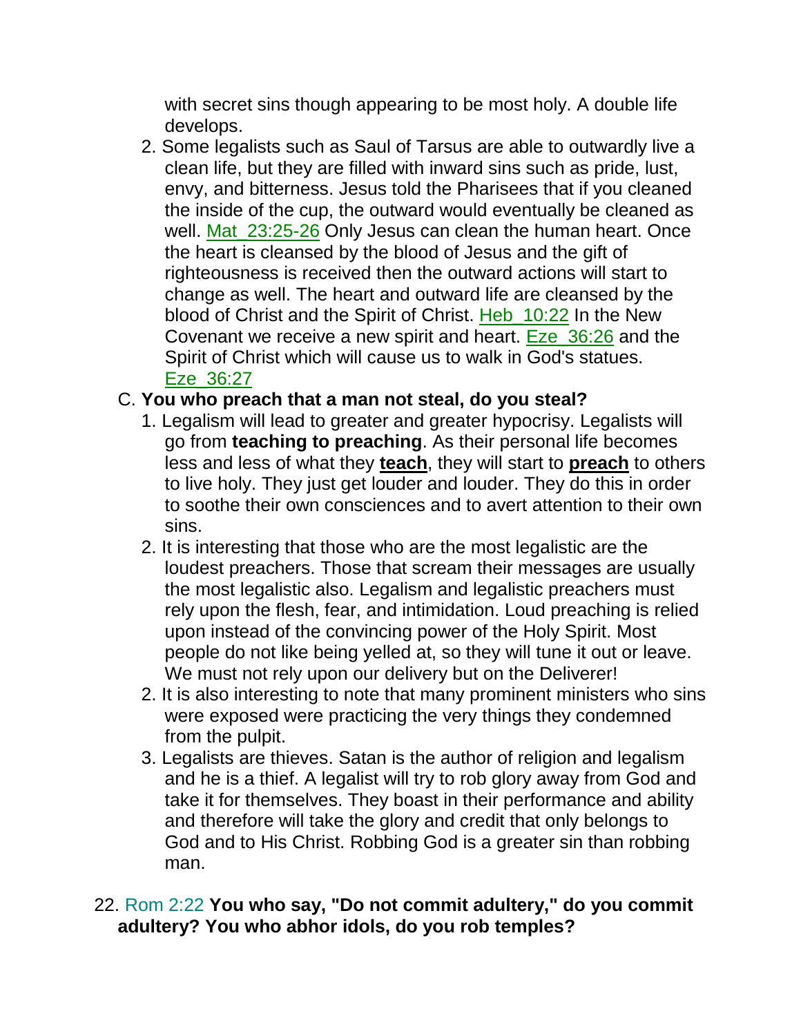with secret sins though appearing to be most holy. A double life develops.

2. Some legalists such as Saul of Tarsus are able to outwardly live a clean life, but they are filled with inward sins such as pride, lust, envy, and bitterness. Jesus told the Pharisees that if you cleaned the inside of the cup, the outward would eventually be cleaned as well. Mat_23:25-26 Only Jesus can clean the human heart. Once the heart is cleansed by the blood of Jesus and the gift of righteousness is received then the outward actions will start to change as well. The heart and outward life are cleansed by the blood of Christ and the Spirit of Christ. Heb_10:22 In the New Covenant we receive a new spirit and heart. Eze_36:26 and the Spirit of Christ which will cause us to walk in God's statues. Eze_36:27

C. **You who preach that a man not steal, do you steal?**

1. Legalism will lead to greater and greater hypocrisy. Legalists will go from **teaching to preaching**. As their personal life becomes less and less of what they **teach**, they will start to **preach** to others to live holy. They just get louder and louder. They do this in order to soothe their own consciences and to avert attention to their own sins.
2. It is interesting that those who are the most legalistic are the loudest preachers. Those that scream their messages are usually the most legalistic also. Legalism and legalistic preachers must rely upon the flesh, fear, and intimidation. Loud preaching is relied upon instead of the convincing power of the Holy Spirit. Most people do not like being yelled at, so they will tune it out or leave. We must not rely upon our delivery but on the Deliverer!
2. It is also interesting to note that many prominent ministers who sins were exposed were practicing the very things they condemned from the pulpit.
3. Legalists are thieves. Satan is the author of religion and legalism and he is a thief. A legalist will try to rob glory away from God and take it for themselves. They boast in their performance and ability and therefore will take the glory and credit that only belongs to God and to His Christ. Robbing God is a greater sin than robbing man.

22. Rom 2:22 **You who say, "Do not commit adultery," do you commit adultery? You who abhor idols, do you rob temples?**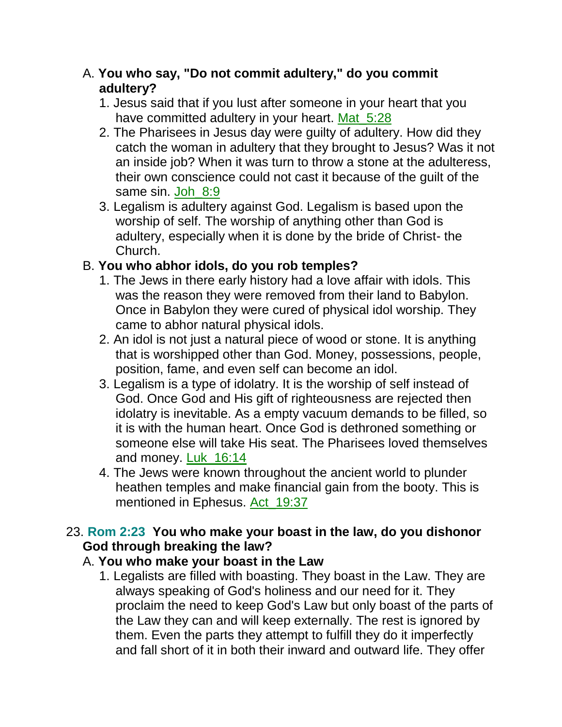A. **You who say, "Do not commit adultery," do you commit adultery?**

1. Jesus said that if you lust after someone in your heart that you have committed adultery in your heart. Mat_5:28
2. The Pharisees in Jesus day were guilty of adultery. How did they catch the woman in adultery that they brought to Jesus? Was it not an inside job? When it was turn to throw a stone at the adulteress, their own conscience could not cast it because of the guilt of the same sin. Joh_8:9
3. Legalism is adultery against God. Legalism is based upon the worship of self. The worship of anything other than God is adultery, especially when it is done by the bride of Christ- the Church.

B. **You who abhor idols, do you rob temples?**

1. The Jews in there early history had a love affair with idols. This was the reason they were removed from their land to Babylon. Once in Babylon they were cured of physical idol worship. They came to abhor natural physical idols.
2. An idol is not just a natural piece of wood or stone. It is anything that is worshipped other than God. Money, possessions, people, position, fame, and even self can become an idol.
3. Legalism is a type of idolatry. It is the worship of self instead of God. Once God and His gift of righteousness are rejected then idolatry is inevitable. As a empty vacuum demands to be filled, so it is with the human heart. Once God is dethroned something or someone else will take His seat. The Pharisees loved themselves and money. Luk_16:14
4. The Jews were known throughout the ancient world to plunder heathen temples and make financial gain from the booty. This is mentioned in Ephesus. Act_19:37

23. **Rom 2:23 You who make your boast in the law, do you dishonor God through breaking the law?**

A. **You who make your boast in the Law**

1. Legalists are filled with boasting. They boast in the Law. They are always speaking of God's holiness and our need for it. They proclaim the need to keep God's Law but only boast of the parts of the Law they can and will keep externally. The rest is ignored by them. Even the parts they attempt to fulfill they do it imperfectly and fall short of it in both their inward and outward life. They offer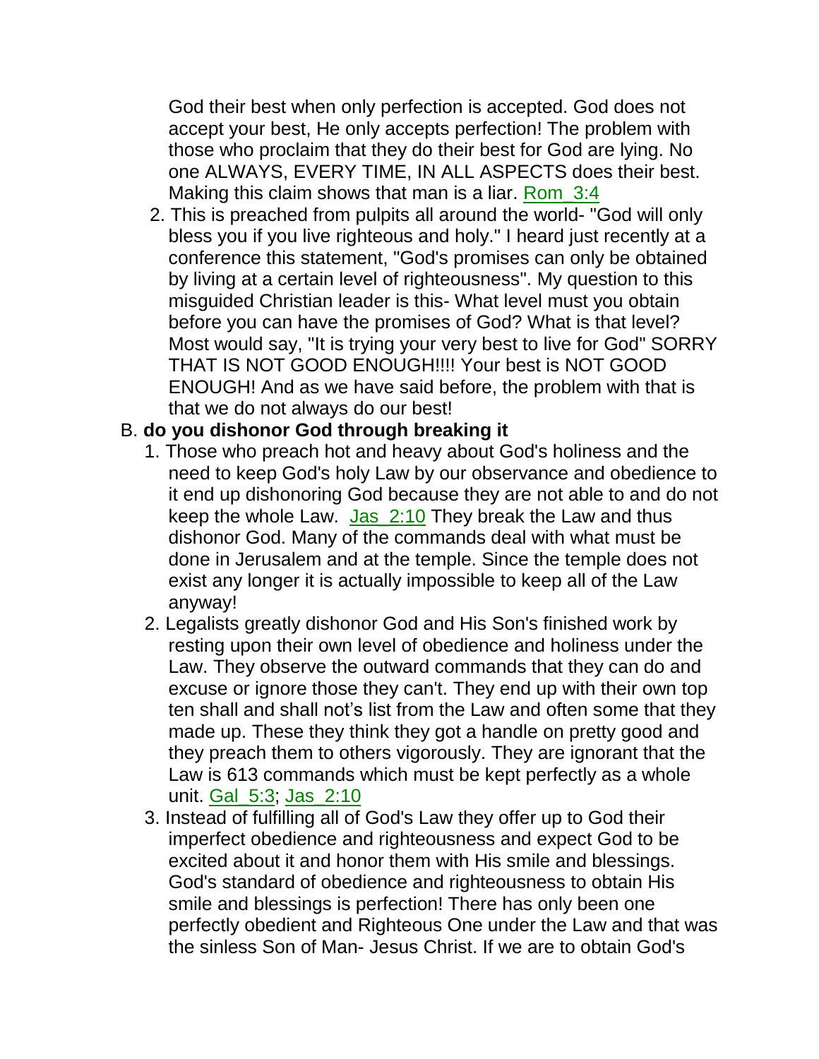God their best when only perfection is accepted. God does not accept your best, He only accepts perfection! The problem with those who proclaim that they do their best for God are lying. No one ALWAYS, EVERY TIME, IN ALL ASPECTS does their best. Making this claim shows that man is a liar. Rom_3:4

2. This is preached from pulpits all around the world- "God will only bless you if you live righteous and holy." I heard just recently at a conference this statement, "God's promises can only be obtained by living at a certain level of righteousness". My question to this misguided Christian leader is this- What level must you obtain before you can have the promises of God? What is that level? Most would say, "It is trying your very best to live for God" SORRY THAT IS NOT GOOD ENOUGH!!!! Your best is NOT GOOD ENOUGH! And as we have said before, the problem with that is that we do not always do our best!

B. **do you dishonor God through breaking it**

1. Those who preach hot and heavy about God's holiness and the need to keep God's holy Law by our observance and obedience to it end up dishonoring God because they are not able to and do not keep the whole Law. Jas_2:10 They break the Law and thus dishonor God. Many of the commands deal with what must be done in Jerusalem and at the temple. Since the temple does not exist any longer it is actually impossible to keep all of the Law anyway!

2. Legalists greatly dishonor God and His Son's finished work by resting upon their own level of obedience and holiness under the Law. They observe the outward commands that they can do and excuse or ignore those they can't. They end up with their own top ten shall and shall not's list from the Law and often some that they made up. These they think they got a handle on pretty good and they preach them to others vigorously. They are ignorant that the Law is 613 commands which must be kept perfectly as a whole unit. Gal_5:3; Jas_2:10

3. Instead of fulfilling all of God's Law they offer up to God their imperfect obedience and righteousness and expect God to be excited about it and honor them with His smile and blessings. God's standard of obedience and righteousness to obtain His smile and blessings is perfection! There has only been one perfectly obedient and Righteous One under the Law and that was the sinless Son of Man- Jesus Christ. If we are to obtain God's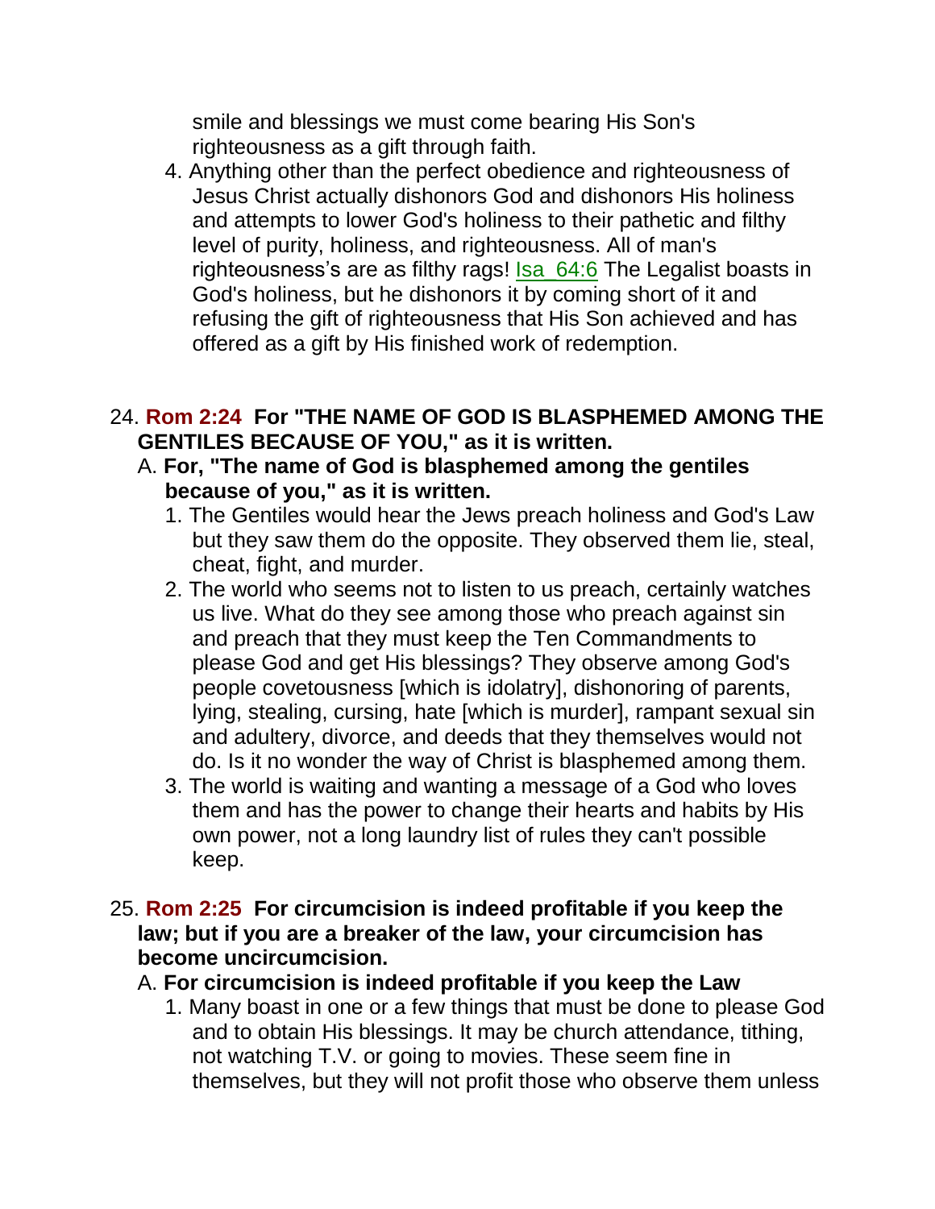smile and blessings we must come bearing His Son's righteousness as a gift through faith.

4. Anything other than the perfect obedience and righteousness of Jesus Christ actually dishonors God and dishonors His holiness and attempts to lower God's holiness to their pathetic and filthy level of purity, holiness, and righteousness. All of man's righteousness's are as filthy rags! Isa_64:6 The Legalist boasts in God's holiness, but he dishonors it by coming short of it and refusing the gift of righteousness that His Son achieved and has offered as a gift by His finished work of redemption.

24. **Rom 2:24 For "THE NAME OF GOD IS BLASPHEMED AMONG THE GENTILES BECAUSE OF YOU," as it is written.**

   A. **For, "The name of God is blasphemed among the gentiles because of you," as it is written.**

      1. The Gentiles would hear the Jews preach holiness and God's Law but they saw them do the opposite. They observed them lie, steal, cheat, fight, and murder.
      2. The world who seems not to listen to us preach, certainly watches us live. What do they see among those who preach against sin and preach that they must keep the Ten Commandments to please God and get His blessings? They observe among God's people covetousness [which is idolatry], dishonoring of parents, lying, stealing, cursing, hate [which is murder], rampant sexual sin and adultery, divorce, and deeds that they themselves would not do. Is it no wonder the way of Christ is blasphemed among them.
      3. The world is waiting and wanting a message of a God who loves them and has the power to change their hearts and habits by His own power, not a long laundry list of rules they can't possible keep.

25. **Rom 2:25 For circumcision is indeed profitable if you keep the law; but if you are a breaker of the law, your circumcision has become uncircumcision.**

   A. **For circumcision is indeed profitable if you keep the Law**

      1. Many boast in one or a few things that must be done to please God and to obtain His blessings. It may be church attendance, tithing, not watching T.V. or going to movies. These seem fine in themselves, but they will not profit those who observe them unless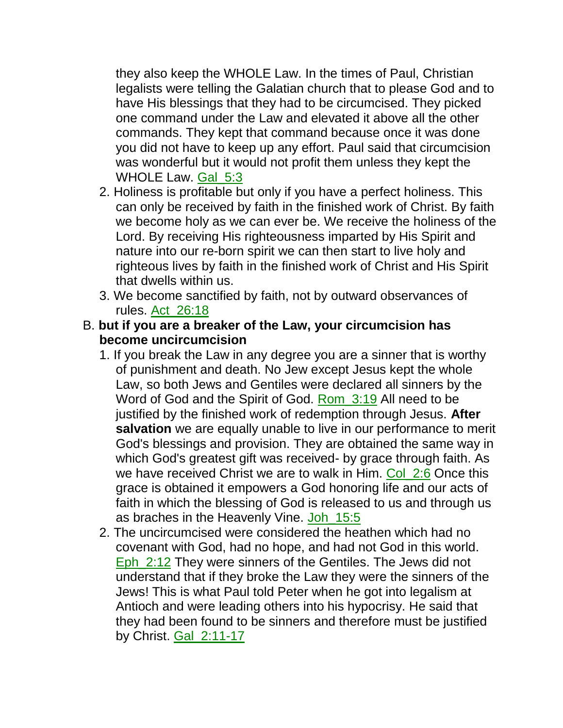they also keep the WHOLE Law. In the times of Paul, Christian legalists were telling the Galatian church that to please God and to have His blessings that they had to be circumcised. They picked one command under the Law and elevated it above all the other commands. They kept that command because once it was done you did not have to keep up any effort. Paul said that circumcision was wonderful but it would not profit them unless they kept the WHOLE Law. Gal 5:3

2. Holiness is profitable but only if you have a perfect holiness. This can only be received by faith in the finished work of Christ. By faith we become holy as we can ever be. We receive the holiness of the Lord. By receiving His righteousness imparted by His Spirit and nature into our re-born spirit we can then start to live holy and righteous lives by faith in the finished work of Christ and His Spirit that dwells within us.
3. We become sanctified by faith, not by outward observances of rules. Act 26:18

B. **but if you are a breaker of the Law, your circumcision has become uncircumcision**

1. If you break the Law in any degree you are a sinner that is worthy of punishment and death. No Jew except Jesus kept the whole Law, so both Jews and Gentiles were declared all sinners by the Word of God and the Spirit of God. Rom 3:19 All need to be justified by the finished work of redemption through Jesus. **After salvation** we are equally unable to live in our performance to merit God's blessings and provision. They are obtained the same way in which God's greatest gift was received- by grace through faith. As we have received Christ we are to walk in Him. Col 2:6 Once this grace is obtained it empowers a God honoring life and our acts of faith in which the blessing of God is released to us and through us as braches in the Heavenly Vine. Joh 15:5
2. The uncircumcised were considered the heathen which had no covenant with God, had no hope, and had not God in this world. Eph 2:12 They were sinners of the Gentiles. The Jews did not understand that if they broke the Law they were the sinners of the Jews! This is what Paul told Peter when he got into legalism at Antioch and were leading others into his hypocrisy. He said that they had been found to be sinners and therefore must be justified by Christ. Gal 2:11-17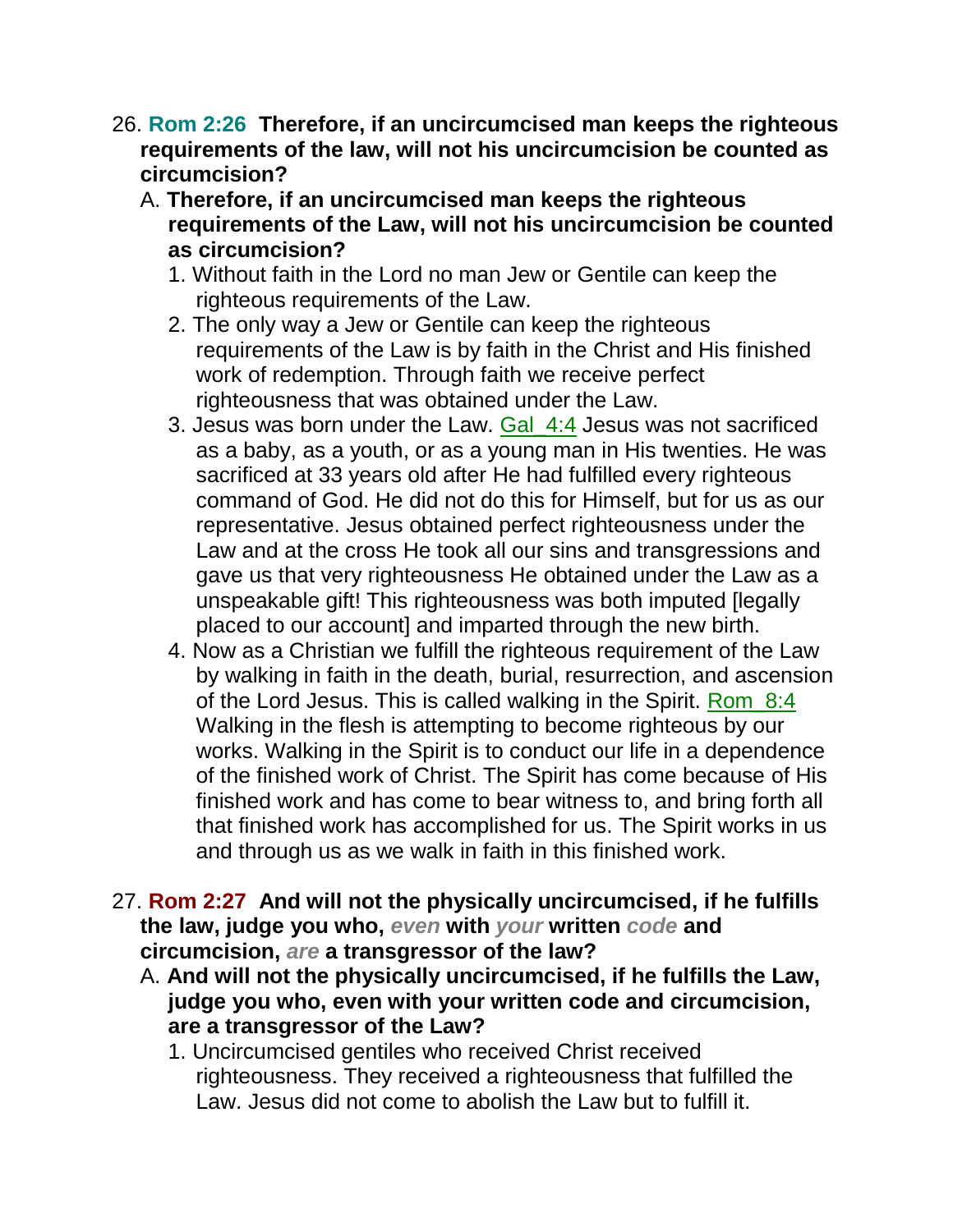26. **Rom 2:26 Therefore, if an uncircumcised man keeps the righteous requirements of the law, will not his uncircumcision be counted as circumcision?**
    A. **Therefore, if an uncircumcised man keeps the righteous requirements of the Law, will not his uncircumcision be counted as circumcision?**
        1. Without faith in the Lord no man Jew or Gentile can keep the righteous requirements of the Law.
        2. The only way a Jew or Gentile can keep the righteous requirements of the Law is by faith in the Christ and His finished work of redemption. Through faith we receive perfect righteousness that was obtained under the Law.
        3. Jesus was born under the Law. Gal 4:4 Jesus was not sacrificed as a baby, as a youth, or as a young man in His twenties. He was sacrificed at 33 years old after He had fulfilled every righteous command of God. He did not do this for Himself, but for us as our representative. Jesus obtained perfect righteousness under the Law and at the cross He took all our sins and transgressions and gave us that very righteousness He obtained under the Law as a unspeakable gift! This righteousness was both imputed [legally placed to our account] and imparted through the new birth.
        4. Now as a Christian we fulfill the righteous requirement of the Law by walking in faith in the death, burial, resurrection, and ascension of the Lord Jesus. This is called walking in the Spirit. Rom 8:4 Walking in the flesh is attempting to become righteous by our works. Walking in the Spirit is to conduct our life in a dependence of the finished work of Christ. The Spirit has come because of His finished work and has come to bear witness to, and bring forth all that finished work has accomplished for us. The Spirit works in us and through us as we walk in faith in this finished work.

27. **Rom 2:27 And will not the physically uncircumcised, if he fulfills the law, judge you who, *even* with *your* written *code* and circumcision, *are* a transgressor of the law?**
    A. **And will not the physically uncircumcised, if he fulfills the Law, judge you who, even with your written code and circumcision, are a transgressor of the Law?**
        1. Uncircumcised gentiles who received Christ received righteousness. They received a righteousness that fulfilled the Law. Jesus did not come to abolish the Law but to fulfill it.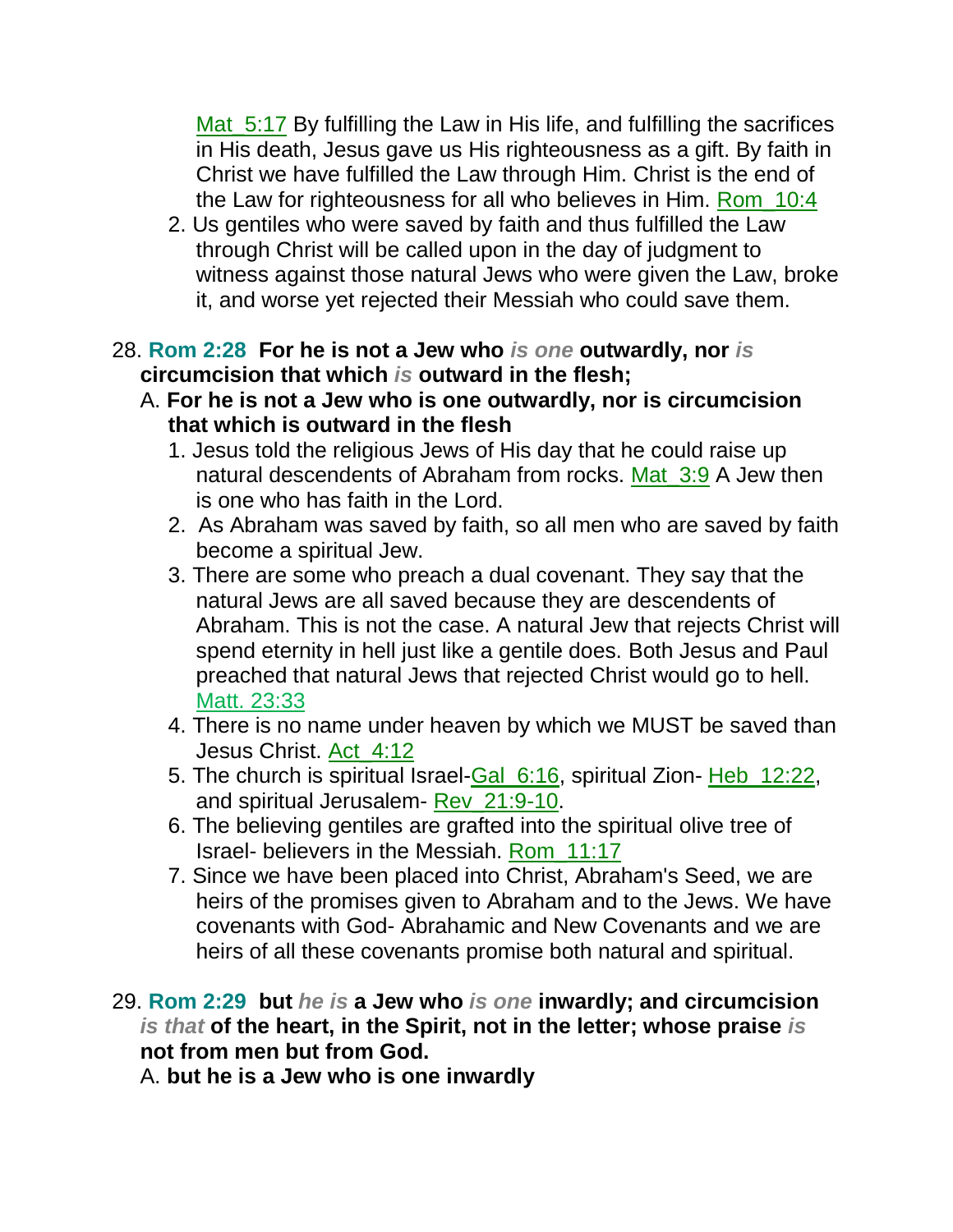Mat_5:17 By fulfilling the Law in His life, and fulfilling the sacrifices in His death, Jesus gave us His righteousness as a gift. By faith in Christ we have fulfilled the Law through Him. Christ is the end of the Law for righteousness for all who believes in Him. Rom_10:4

2. Us gentiles who were saved by faith and thus fulfilled the Law through Christ will be called upon in the day of judgment to witness against those natural Jews who were given the Law, broke it, and worse yet rejected their Messiah who could save them.

28. **Rom 2:28 For he is not a Jew who *is one* outwardly, nor *is* circumcision that which *is* outward in the flesh;**

A. **For he is not a Jew who is one outwardly, nor is circumcision that which is outward in the flesh**

1. Jesus told the religious Jews of His day that he could raise up natural descendents of Abraham from rocks. Mat_3:9 A Jew then is one who has faith in the Lord.
2. As Abraham was saved by faith, so all men who are saved by faith become a spiritual Jew.
3. There are some who preach a dual covenant. They say that the natural Jews are all saved because they are descendents of Abraham. This is not the case. A natural Jew that rejects Christ will spend eternity in hell just like a gentile does. Both Jesus and Paul preached that natural Jews that rejected Christ would go to hell. Matt. 23:33
4. There is no name under heaven by which we MUST be saved than Jesus Christ. Act_4:12
5. The church is spiritual Israel-Gal_6:16, spiritual Zion- Heb_12:22, and spiritual Jerusalem- Rev_21:9-10.
6. The believing gentiles are grafted into the spiritual olive tree of Israel- believers in the Messiah. Rom_11:17
7. Since we have been placed into Christ, Abraham's Seed, we are heirs of the promises given to Abraham and to the Jews. We have covenants with God- Abrahamic and New Covenants and we are heirs of all these covenants promise both natural and spiritual.

29. **Rom 2:29 but *he is* a Jew who *is one* inwardly; and circumcision *is that* of the heart, in the Spirit, not in the letter; whose praise *is* not from men but from God.**

A. **but he is a Jew who is one inwardly**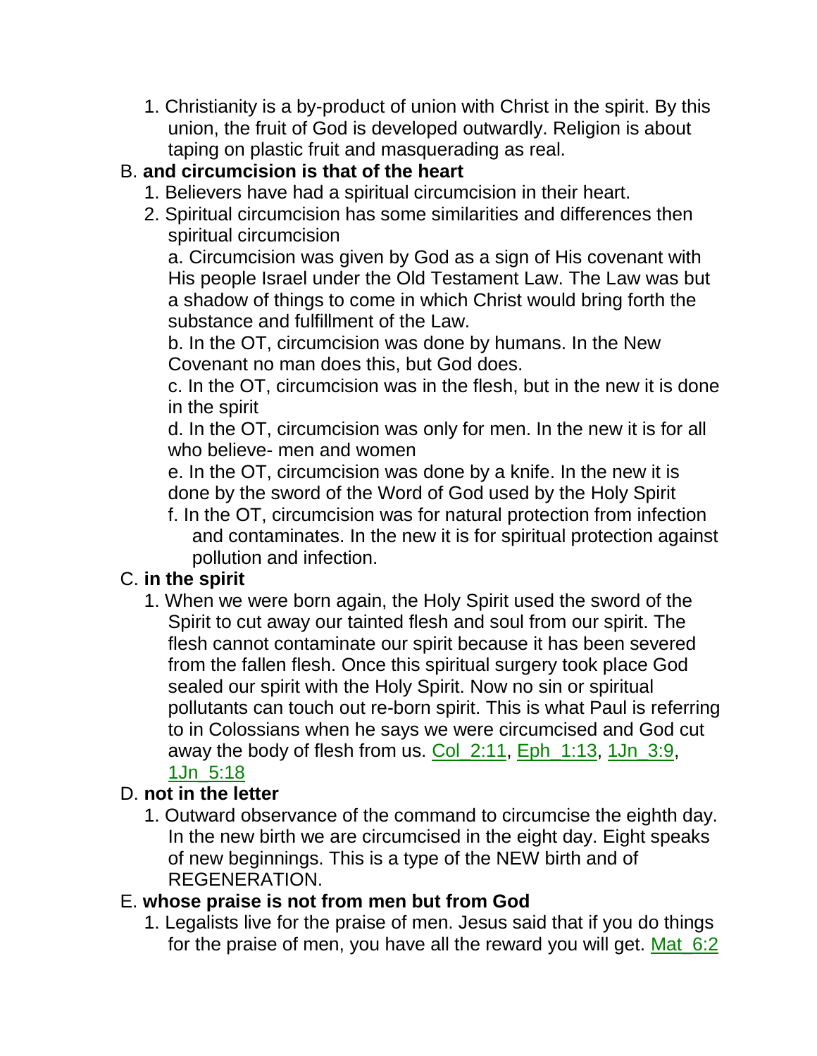1. Christianity is a by-product of union with Christ in the spirit. By this union, the fruit of God is developed outwardly. Religion is about taping on plastic fruit and masquerading as real.

B. **and circumcision is that of the heart**

1. Believers have had a spiritual circumcision in their heart.
2. Spiritual circumcision has some similarities and differences then spiritual circumcision

a. Circumcision was given by God as a sign of His covenant with His people Israel under the Old Testament Law. The Law was but a shadow of things to come in which Christ would bring forth the substance and fulfillment of the Law.

b. In the OT, circumcision was done by humans. In the New Covenant no man does this, but God does.

c. In the OT, circumcision was in the flesh, but in the new it is done in the spirit

d. In the OT, circumcision was only for men. In the new it is for all who believe- men and women

e. In the OT, circumcision was done by a knife. In the new it is done by the sword of the Word of God used by the Holy Spirit

f. In the OT, circumcision was for natural protection from infection and contaminates. In the new it is for spiritual protection against pollution and infection.

C. **in the spirit**

1. When we were born again, the Holy Spirit used the sword of the Spirit to cut away our tainted flesh and soul from our spirit. The flesh cannot contaminate our spirit because it has been severed from the fallen flesh. Once this spiritual surgery took place God sealed our spirit with the Holy Spirit. Now no sin or spiritual pollutants can touch out re-born spirit. This is what Paul is referring to in Colossians when he says we were circumcised and God cut away the body of flesh from us. Col_2:11, Eph_1:13, 1Jn_3:9, 1Jn_5:18

D. **not in the letter**

1. Outward observance of the command to circumcise the eighth day. In the new birth we are circumcised in the eight day. Eight speaks of new beginnings. This is a type of the NEW birth and of REGENERATION.

E. **whose praise is not from men but from God**

1. Legalists live for the praise of men. Jesus said that if you do things for the praise of men, you have all the reward you will get. Mat_6:2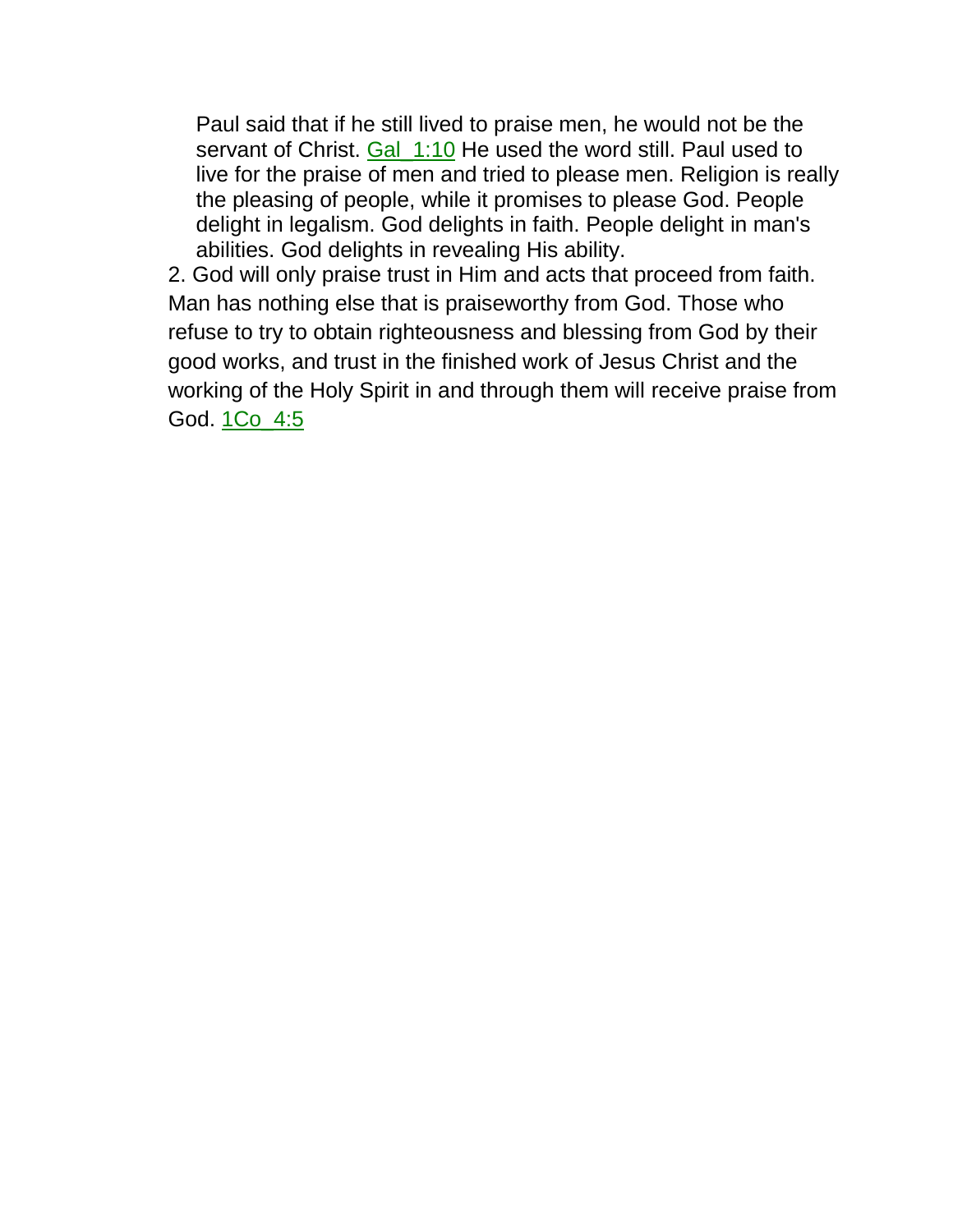Paul said that if he still lived to praise men, he would not be the servant of Christ. Gal_1:10 He used the word still. Paul used to live for the praise of men and tried to please men. Religion is really the pleasing of people, while it promises to please God. People delight in legalism. God delights in faith. People delight in man's abilities. God delights in revealing His ability.

2. God will only praise trust in Him and acts that proceed from faith. Man has nothing else that is praiseworthy from God. Those who refuse to try to obtain righteousness and blessing from God by their good works, and trust in the finished work of Jesus Christ and the working of the Holy Spirit in and through them will receive praise from God. 1Co_4:5